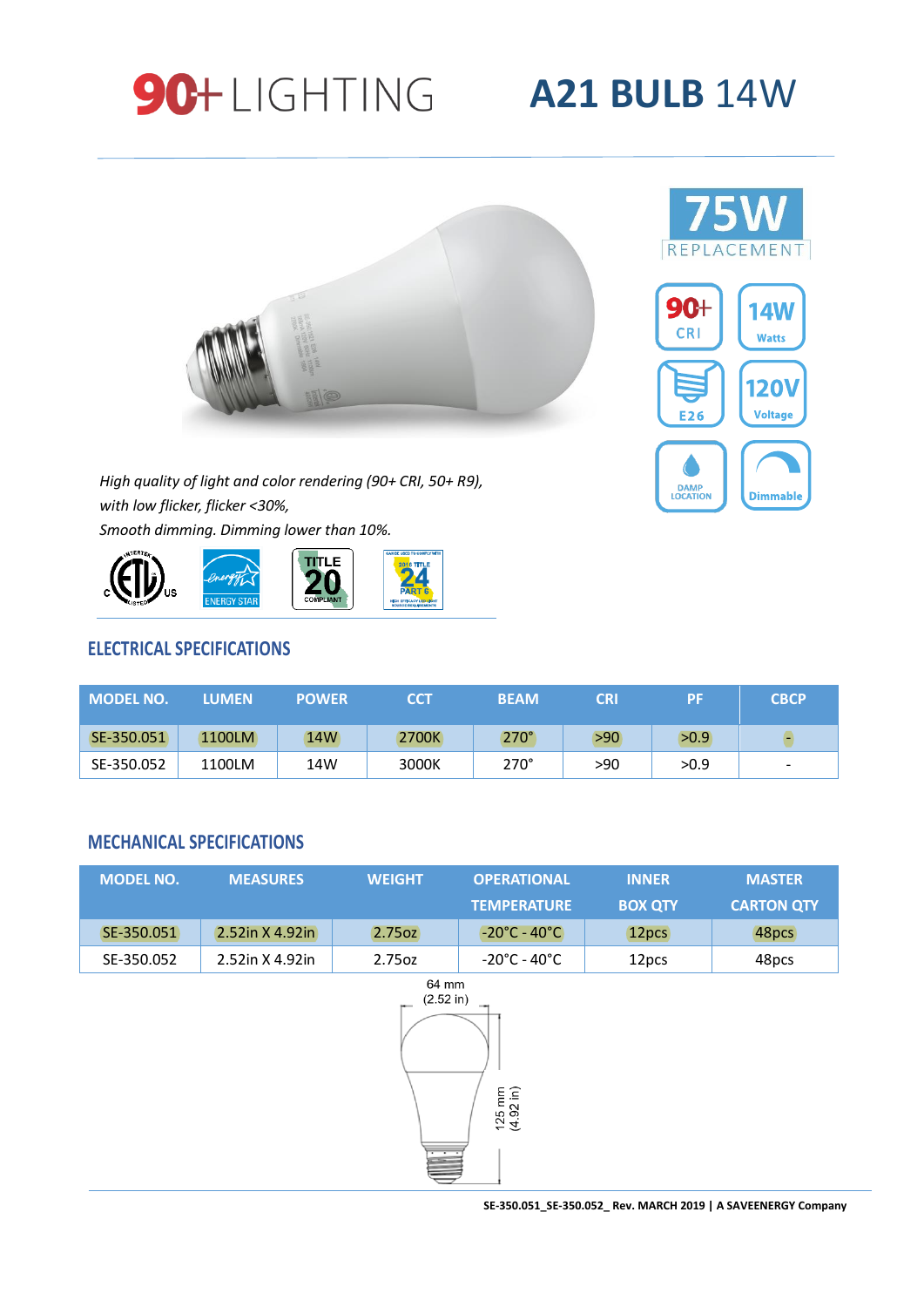# 90+ LIGHTING

# A21 BULB 14W

75W REPLACEMENT

90+ CRI

14W Watts

E26

120V Voltage

DAMP LOCATION

Dimmable

*High quality of light and color rendering (90+ CRI, 50+ R9),*
*with low flicker, flicker <30%,*
*Smooth dimming. Dimming lower than 10%.*

## ELECTRICAL SPECIFICATIONS

| MODEL NO. | LUMEN | POWER | CCT | BEAM | CRI | PF | CBCP |
|---|---|---|---|---|---|---|---|
| SE-350.051 | 1100LM | 14W | 2700K | 270° | >90 | >0.9 | - |
| SE-350.052 | 1100LM | 14W | 3000K | 270° | >90 | >0.9 | - |

## MECHANICAL SPECIFICATIONS

| MODEL NO. | MEASURES | WEIGHT | OPERATIONAL TEMPERATURE | INNER BOX QTY | MASTER CARTON QTY |
|---|---|---|---|---|---|
| SE-350.051 | 2.52in X 4.92in | 2.75oz | -20°C - 40°C | 12pcs | 48pcs |
| SE-350.052 | 2.52in X 4.92in | 2.75oz | -20°C - 40°C | 12pcs | 48pcs |

64 mm (2.52 in)

125 mm (4.92 in)

SE-350.051_SE-350.052_ Rev. MARCH 2019 | A SAVEENERGY Company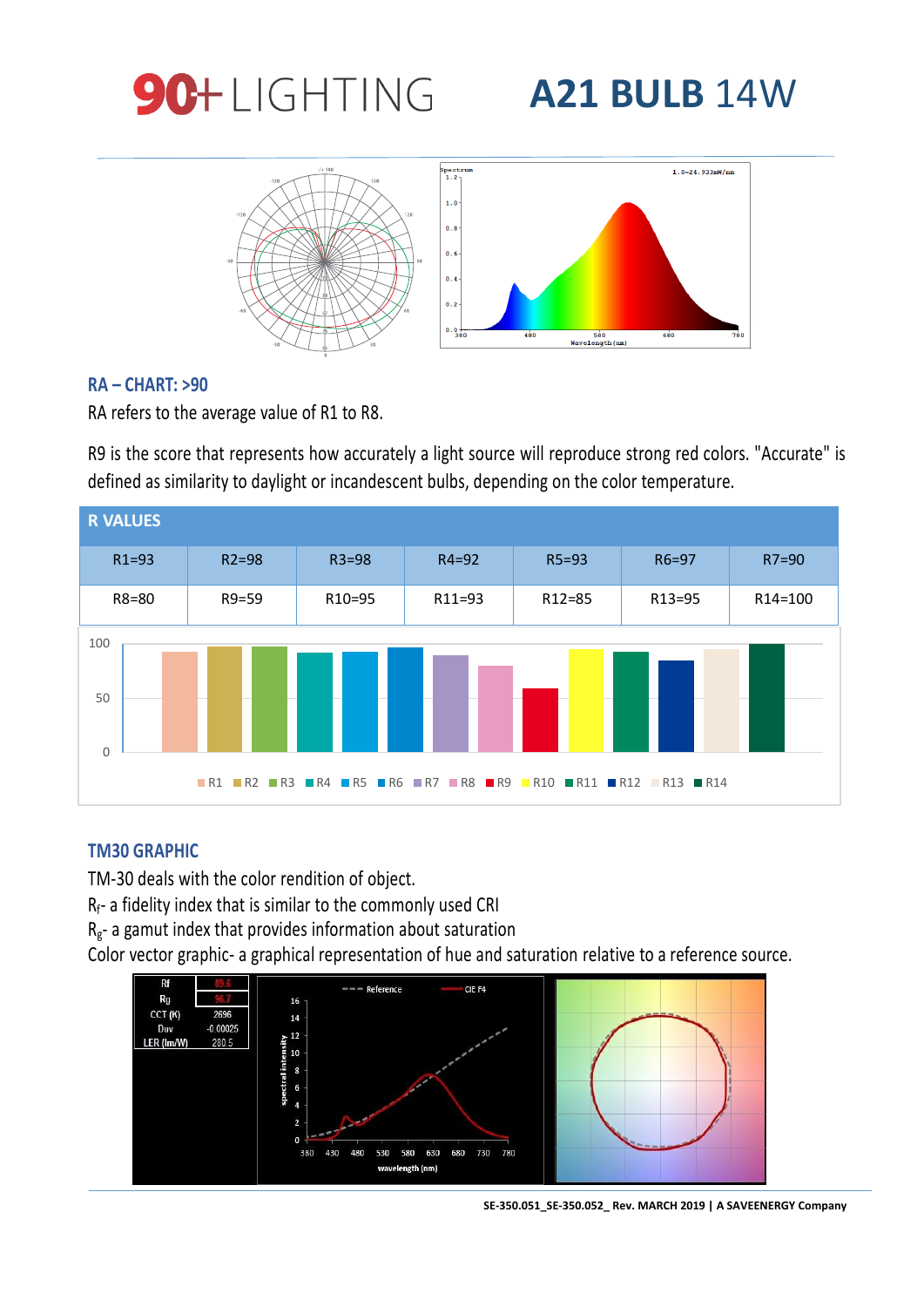# 90+ LIGHTING A21 BULB 14W

Spectrum
1.0=24.933mW/nm
1.2
1.0
0.8
0.6
0.4
0.2
0.0
380
480
580
680
780
Wavelength(nm)

## RA – CHART: >90

RA refers to the average value of R1 to R8.

R9 is the score that represents how accurately a light source will reproduce strong red colors. "Accurate" is defined as similarity to daylight or incandescent bulbs, depending on the color temperature.

| R VALUES | | | | | | |
|---|---|---|---|---|---|---|
| R1=93 | R2=98 | R3=98 | R4=92 | R5=93 | R6=97 | R7=90 |
| R8=80 | R9=59 | R10=95 | R11=93 | R12=85 | R13=95 | R14=100 |

100
50
0
R1 R2 R3 R4 R5 R6 R7 R8 R9 R10 R11 R12 R13 R14

## TM30 GRAPHIC

TM-30 deals with the color rendition of object.
$R_f$- a fidelity index that is similar to the commonly used CRI
$R_g$- a gamut index that provides information about saturation
Color vector graphic- a graphical representation of hue and saturation relative to a reference source.

| | |
|---|---|
| Rf | 89.6 |
| Rg | 96.7 |
| CCT (K) | 2696 |
| Duv | -0.00025 |
| LER (lm/W) | 280.5 |

Reference
CIE F4
spectral intensity
16
14
12
10
8
6
4
2
0
380 430 480 530 580 630 680 730 780
wavelength (nm)

SE-350.051_SE-350.052_ Rev. MARCH 2019 | A SAVEENERGY Company